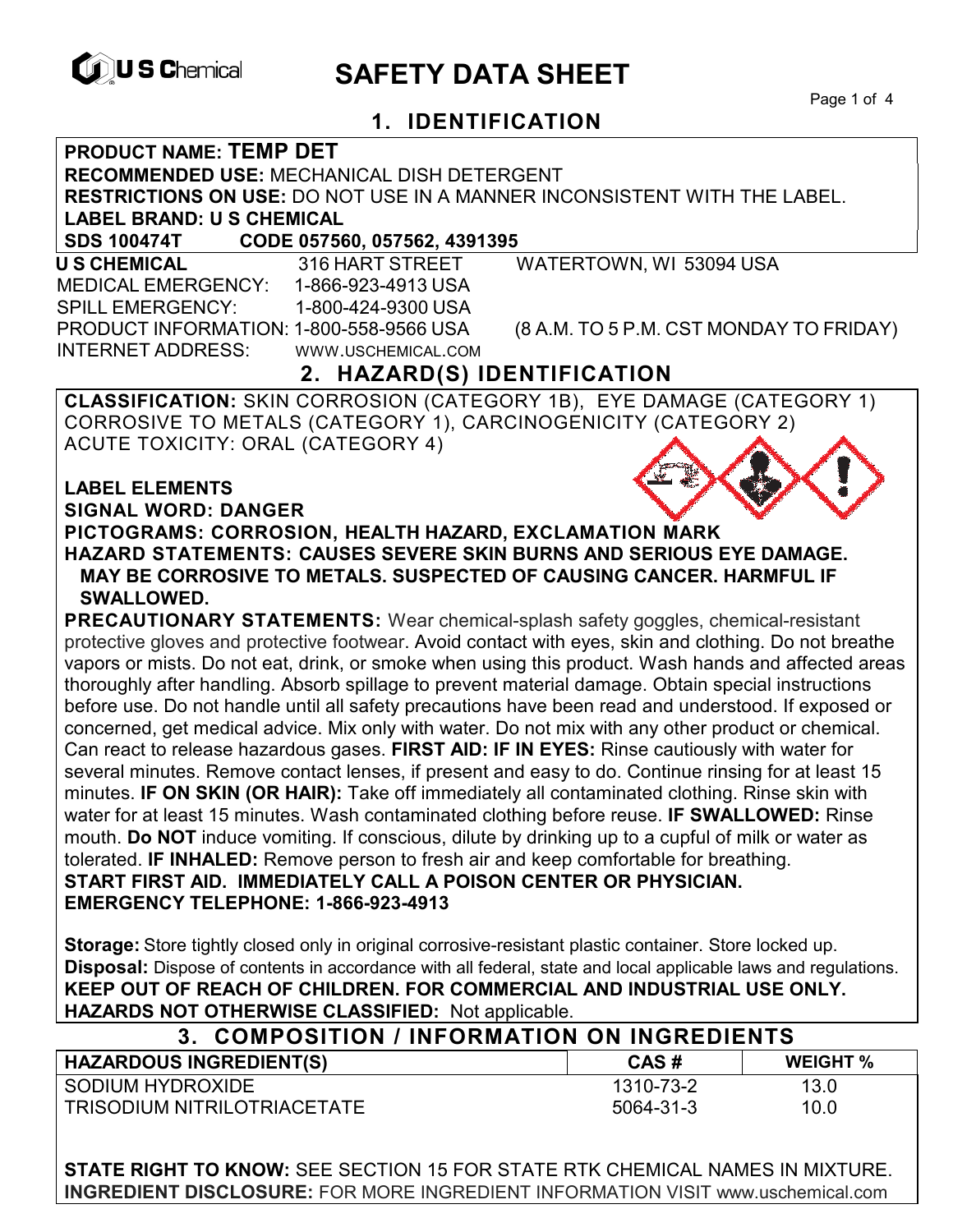U S Chemical

# SAFETY DATA SHEET

## 1. IDENTIFICATION

**PRODUCT NAME: TEMP DET**
**RECOMMENDED USE:** MECHANICAL DISH DETERGENT
**RESTRICTIONS ON USE:** DO NOT USE IN A MANNER INCONSISTENT WITH THE LABEL.
**LABEL BRAND: U S CHEMICAL**
**SDS 100474T CODE 057560, 057562, 4391395**

**U S CHEMICAL** 316 HART STREET WATERTOWN, WI 53094 USA
MEDICAL EMERGENCY: 1-866-923-4913 USA
SPILL EMERGENCY: 1-800-424-9300 USA
PRODUCT INFORMATION: 1-800-558-9566 USA (8 A.M. TO 5 P.M. CST MONDAY TO FRIDAY)
INTERNET ADDRESS: WWW.USCHEMICAL.COM

## 2. HAZARD(S) IDENTIFICATION

**CLASSIFICATION:** SKIN CORROSION (CATEGORY 1B), EYE DAMAGE (CATEGORY 1) CORROSIVE TO METALS (CATEGORY 1), CARCINOGENICITY (CATEGORY 2) ACUTE TOXICITY: ORAL (CATEGORY 4)

**LABEL ELEMENTS**
**SIGNAL WORD: DANGER**
**PICTOGRAMS: CORROSION, HEALTH HAZARD, EXCLAMATION MARK**
**HAZARD STATEMENTS: CAUSES SEVERE SKIN BURNS AND SERIOUS EYE DAMAGE. MAY BE CORROSIVE TO METALS. SUSPECTED OF CAUSING CANCER. HARMFUL IF SWALLOWED.**

**PRECAUTIONARY STATEMENTS:** Wear chemical-splash safety goggles, chemical-resistant protective gloves and protective footwear. Avoid contact with eyes, skin and clothing. Do not breathe vapors or mists. Do not eat, drink, or smoke when using this product. Wash hands and affected areas thoroughly after handling. Absorb spillage to prevent material damage. Obtain special instructions before use. Do not handle until all safety precautions have been read and understood. If exposed or concerned, get medical advice. Mix only with water. Do not mix with any other product or chemical. Can react to release hazardous gases. **FIRST AID: IF IN EYES:** Rinse cautiously with water for several minutes. Remove contact lenses, if present and easy to do. Continue rinsing for at least 15 minutes. **IF ON SKIN (OR HAIR):** Take off immediately all contaminated clothing. Rinse skin with water for at least 15 minutes. Wash contaminated clothing before reuse. **IF SWALLOWED:** Rinse mouth. **Do NOT** induce vomiting. If conscious, dilute by drinking up to a cupful of milk or water as tolerated. **IF INHALED:** Remove person to fresh air and keep comfortable for breathing.
**START FIRST AID. IMMEDIATELY CALL A POISON CENTER OR PHYSICIAN.**
**EMERGENCY TELEPHONE: 1-866-923-4913**

**Storage:** Store tightly closed only in original corrosive-resistant plastic container. Store locked up.
**Disposal:** Dispose of contents in accordance with all federal, state and local applicable laws and regulations.
**KEEP OUT OF REACH OF CHILDREN. FOR COMMERCIAL AND INDUSTRIAL USE ONLY.**
**HAZARDS NOT OTHERWISE CLASSIFIED:** Not applicable.

## 3. COMPOSITION / INFORMATION ON INGREDIENTS

| HAZARDOUS INGREDIENT(S) | CAS # | WEIGHT % |
|---|---|---|
| SODIUM HYDROXIDE | 1310-73-2 | 13.0 |
| TRISODIUM NITRILOTRIACETATE | 5064-31-3 | 10.0 |

**STATE RIGHT TO KNOW:** SEE SECTION 15 FOR STATE RTK CHEMICAL NAMES IN MIXTURE.
**INGREDIENT DISCLOSURE:** FOR MORE INGREDIENT INFORMATION VISIT www.uschemical.com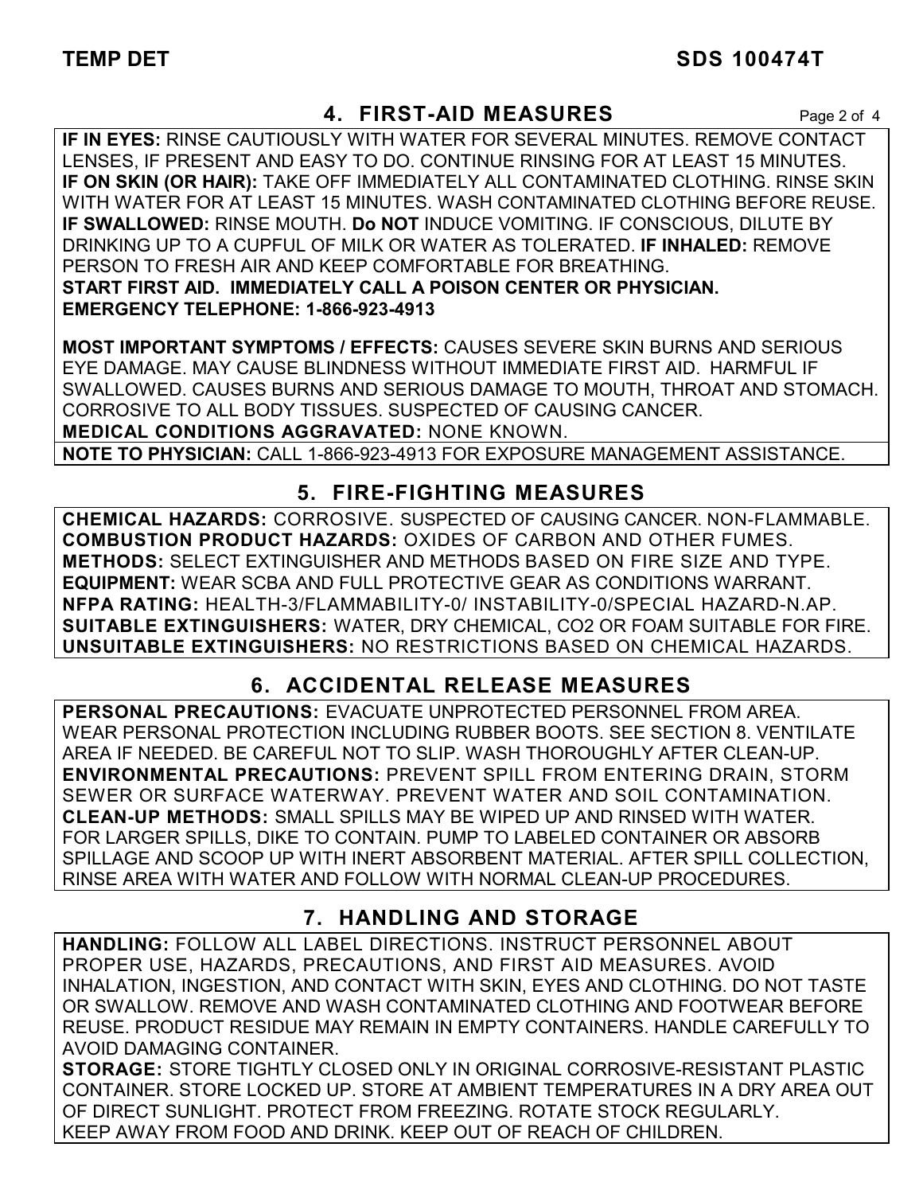## 4. FIRST-AID MEASURES

**IF IN EYES:** RINSE CAUTIOUSLY WITH WATER FOR SEVERAL MINUTES. REMOVE CONTACT LENSES, IF PRESENT AND EASY TO DO. CONTINUE RINSING FOR AT LEAST 15 MINUTES. **IF ON SKIN (OR HAIR):** TAKE OFF IMMEDIATELY ALL CONTAMINATED CLOTHING. RINSE SKIN WITH WATER FOR AT LEAST 15 MINUTES. WASH CONTAMINATED CLOTHING BEFORE REUSE. **IF SWALLOWED:** RINSE MOUTH. **Do NOT** INDUCE VOMITING. IF CONSCIOUS, DILUTE BY DRINKING UP TO A CUPFUL OF MILK OR WATER AS TOLERATED. **IF INHALED:** REMOVE PERSON TO FRESH AIR AND KEEP COMFORTABLE FOR BREATHING.
**START FIRST AID. IMMEDIATELY CALL A POISON CENTER OR PHYSICIAN.**
**EMERGENCY TELEPHONE: 1-866-923-4913**

**MOST IMPORTANT SYMPTOMS / EFFECTS:** CAUSES SEVERE SKIN BURNS AND SERIOUS EYE DAMAGE. MAY CAUSE BLINDNESS WITHOUT IMMEDIATE FIRST AID. HARMFUL IF SWALLOWED. CAUSES BURNS AND SERIOUS DAMAGE TO MOUTH, THROAT AND STOMACH. CORROSIVE TO ALL BODY TISSUES. SUSPECTED OF CAUSING CANCER.
**MEDICAL CONDITIONS AGGRAVATED:** NONE KNOWN.

**NOTE TO PHYSICIAN:** CALL 1-866-923-4913 FOR EXPOSURE MANAGEMENT ASSISTANCE.

## 5. FIRE-FIGHTING MEASURES

**CHEMICAL HAZARDS:** CORROSIVE. SUSPECTED OF CAUSING CANCER. NON-FLAMMABLE.
**COMBUSTION PRODUCT HAZARDS:** OXIDES OF CARBON AND OTHER FUMES.
**METHODS:** SELECT EXTINGUISHER AND METHODS BASED ON FIRE SIZE AND TYPE.
**EQUIPMENT:** WEAR SCBA AND FULL PROTECTIVE GEAR AS CONDITIONS WARRANT.
**NFPA RATING:** HEALTH-3/FLAMMABILITY-0/ INSTABILITY-0/SPECIAL HAZARD-N.AP.
**SUITABLE EXTINGUISHERS:** WATER, DRY CHEMICAL, $CO_2$ OR FOAM SUITABLE FOR FIRE.
**UNSUITABLE EXTINGUISHERS:** NO RESTRICTIONS BASED ON CHEMICAL HAZARDS.

## 6. ACCIDENTAL RELEASE MEASURES

**PERSONAL PRECAUTIONS:** EVACUATE UNPROTECTED PERSONNEL FROM AREA. WEAR PERSONAL PROTECTION INCLUDING RUBBER BOOTS. SEE SECTION 8. VENTILATE AREA IF NEEDED. BE CAREFUL NOT TO SLIP. WASH THOROUGHLY AFTER CLEAN-UP.
**ENVIRONMENTAL PRECAUTIONS:** PREVENT SPILL FROM ENTERING DRAIN, STORM SEWER OR SURFACE WATERWAY. PREVENT WATER AND SOIL CONTAMINATION.
**CLEAN-UP METHODS:** SMALL SPILLS MAY BE WIPED UP AND RINSED WITH WATER. FOR LARGER SPILLS, DIKE TO CONTAIN. PUMP TO LABELED CONTAINER OR ABSORB SPILLAGE AND SCOOP UP WITH INERT ABSORBENT MATERIAL. AFTER SPILL COLLECTION, RINSE AREA WITH WATER AND FOLLOW WITH NORMAL CLEAN-UP PROCEDURES.

## 7. HANDLING AND STORAGE

**HANDLING:** FOLLOW ALL LABEL DIRECTIONS. INSTRUCT PERSONNEL ABOUT PROPER USE, HAZARDS, PRECAUTIONS, AND FIRST AID MEASURES. AVOID INHALATION, INGESTION, AND CONTACT WITH SKIN, EYES AND CLOTHING. DO NOT TASTE OR SWALLOW. REMOVE AND WASH CONTAMINATED CLOTHING AND FOOTWEAR BEFORE REUSE. PRODUCT RESIDUE MAY REMAIN IN EMPTY CONTAINERS. HANDLE CAREFULLY TO AVOID DAMAGING CONTAINER.
**STORAGE:** STORE TIGHTLY CLOSED ONLY IN ORIGINAL CORROSIVE-RESISTANT PLASTIC CONTAINER. STORE LOCKED UP. STORE AT AMBIENT TEMPERATURES IN A DRY AREA OUT OF DIRECT SUNLIGHT. PROTECT FROM FREEZING. ROTATE STOCK REGULARLY. KEEP AWAY FROM FOOD AND DRINK. KEEP OUT OF REACH OF CHILDREN.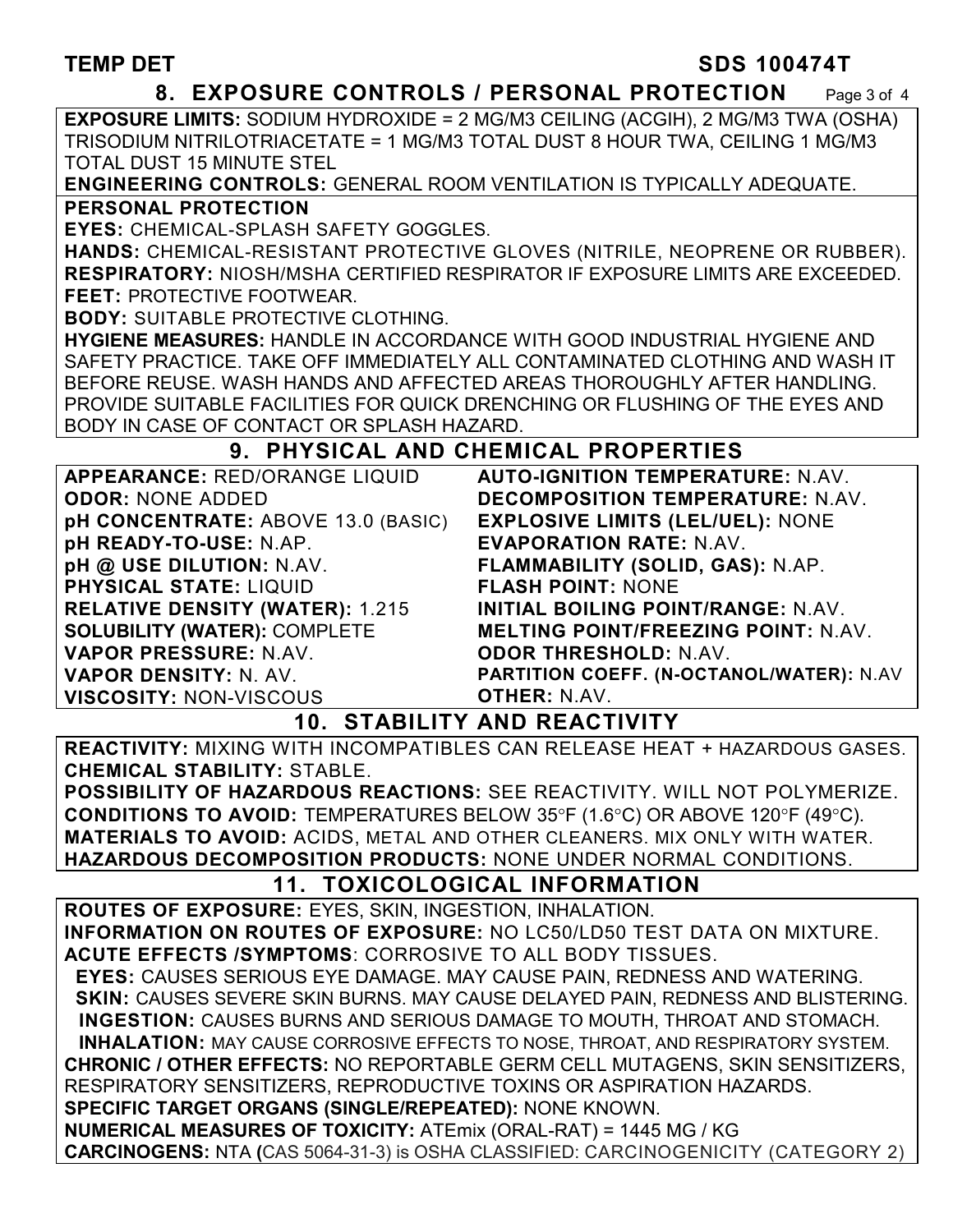## 8. EXPOSURE CONTROLS / PERSONAL PROTECTION

**EXPOSURE LIMITS:** SODIUM HYDROXIDE = 2 MG/M3 CEILING (ACGIH), 2 MG/M3 TWA (OSHA) TRISODIUM NITRILOTRIACETATE = 1 MG/M3 TOTAL DUST 8 HOUR TWA, CEILING 1 MG/M3 TOTAL DUST 15 MINUTE STEL

**ENGINEERING CONTROLS:** GENERAL ROOM VENTILATION IS TYPICALLY ADEQUATE.

**PERSONAL PROTECTION**

**EYES:** CHEMICAL-SPLASH SAFETY GOGGLES.

**HANDS:** CHEMICAL-RESISTANT PROTECTIVE GLOVES (NITRILE, NEOPRENE OR RUBBER).

**RESPIRATORY:** NIOSH/MSHA CERTIFIED RESPIRATOR IF EXPOSURE LIMITS ARE EXCEEDED.

**FEET:** PROTECTIVE FOOTWEAR.

**BODY:** SUITABLE PROTECTIVE CLOTHING.

**HYGIENE MEASURES:** HANDLE IN ACCORDANCE WITH GOOD INDUSTRIAL HYGIENE AND SAFETY PRACTICE. TAKE OFF IMMEDIATELY ALL CONTAMINATED CLOTHING AND WASH IT BEFORE REUSE. WASH HANDS AND AFFECTED AREAS THOROUGHLY AFTER HANDLING. PROVIDE SUITABLE FACILITIES FOR QUICK DRENCHING OR FLUSHING OF THE EYES AND BODY IN CASE OF CONTACT OR SPLASH HAZARD.

## 9. PHYSICAL AND CHEMICAL PROPERTIES

**APPEARANCE:** RED/ORANGE LIQUID
**ODOR:** NONE ADDED
**pH CONCENTRATE:** ABOVE 13.0 (BASIC)
**pH READY-TO-USE:** N.AP.
**pH @ USE DILUTION:** N.AV.
**PHYSICAL STATE:** LIQUID
**RELATIVE DENSITY (WATER):** 1.215
**SOLUBILITY (WATER):** COMPLETE
**VAPOR PRESSURE:** N.AV.
**VAPOR DENSITY:** N. AV.
**VISCOSITY:** NON-VISCOUS
**AUTO-IGNITION TEMPERATURE:** N.AV.
**DECOMPOSITION TEMPERATURE:** N.AV.
**EXPLOSIVE LIMITS (LEL/UEL):** NONE
**EVAPORATION RATE:** N.AV.
**FLAMMABILITY (SOLID, GAS):** N.AP.
**FLASH POINT:** NONE
**INITIAL BOILING POINT/RANGE:** N.AV.
**MELTING POINT/FREEZING POINT:** N.AV.
**ODOR THRESHOLD:** N.AV.
**PARTITION COEFF. (N-OCTANOL/WATER):** N.AV
**OTHER:** N.AV.

## 10. STABILITY AND REACTIVITY

**REACTIVITY:** MIXING WITH INCOMPATIBLES CAN RELEASE HEAT + HAZARDOUS GASES.

**CHEMICAL STABILITY:** STABLE.

**POSSIBILITY OF HAZARDOUS REACTIONS:** SEE REACTIVITY. WILL NOT POLYMERIZE.

**CONDITIONS TO AVOID:** TEMPERATURES BELOW 35°F (1.6°C) OR ABOVE 120°F (49°C).

**MATERIALS TO AVOID:** ACIDS, METAL AND OTHER CLEANERS. MIX ONLY WITH WATER.

**HAZARDOUS DECOMPOSITION PRODUCTS:** NONE UNDER NORMAL CONDITIONS.

## 11. TOXICOLOGICAL INFORMATION

**ROUTES OF EXPOSURE:** EYES, SKIN, INGESTION, INHALATION.

**INFORMATION ON ROUTES OF EXPOSURE:** NO LC50/LD50 TEST DATA ON MIXTURE.

**ACUTE EFFECTS /SYMPTOMS**: CORROSIVE TO ALL BODY TISSUES.

**EYES:** CAUSES SERIOUS EYE DAMAGE. MAY CAUSE PAIN, REDNESS AND WATERING.

**SKIN:** CAUSES SEVERE SKIN BURNS. MAY CAUSE DELAYED PAIN, REDNESS AND BLISTERING.

**INGESTION:** CAUSES BURNS AND SERIOUS DAMAGE TO MOUTH, THROAT AND STOMACH.

**INHALATION:** MAY CAUSE CORROSIVE EFFECTS TO NOSE, THROAT, AND RESPIRATORY SYSTEM.

**CHRONIC / OTHER EFFECTS:** NO REPORTABLE GERM CELL MUTAGENS, SKIN SENSITIZERS, RESPIRATORY SENSITIZERS, REPRODUCTIVE TOXINS OR ASPIRATION HAZARDS.

**SPECIFIC TARGET ORGANS (SINGLE/REPEATED):** NONE KNOWN.

**NUMERICAL MEASURES OF TOXICITY:** ATEmix (ORAL-RAT) = 1445 MG / KG

**CARCINOGENS:** NTA (CAS 5064-31-3) is OSHA CLASSIFIED: CARCINOGENICITY (CATEGORY 2)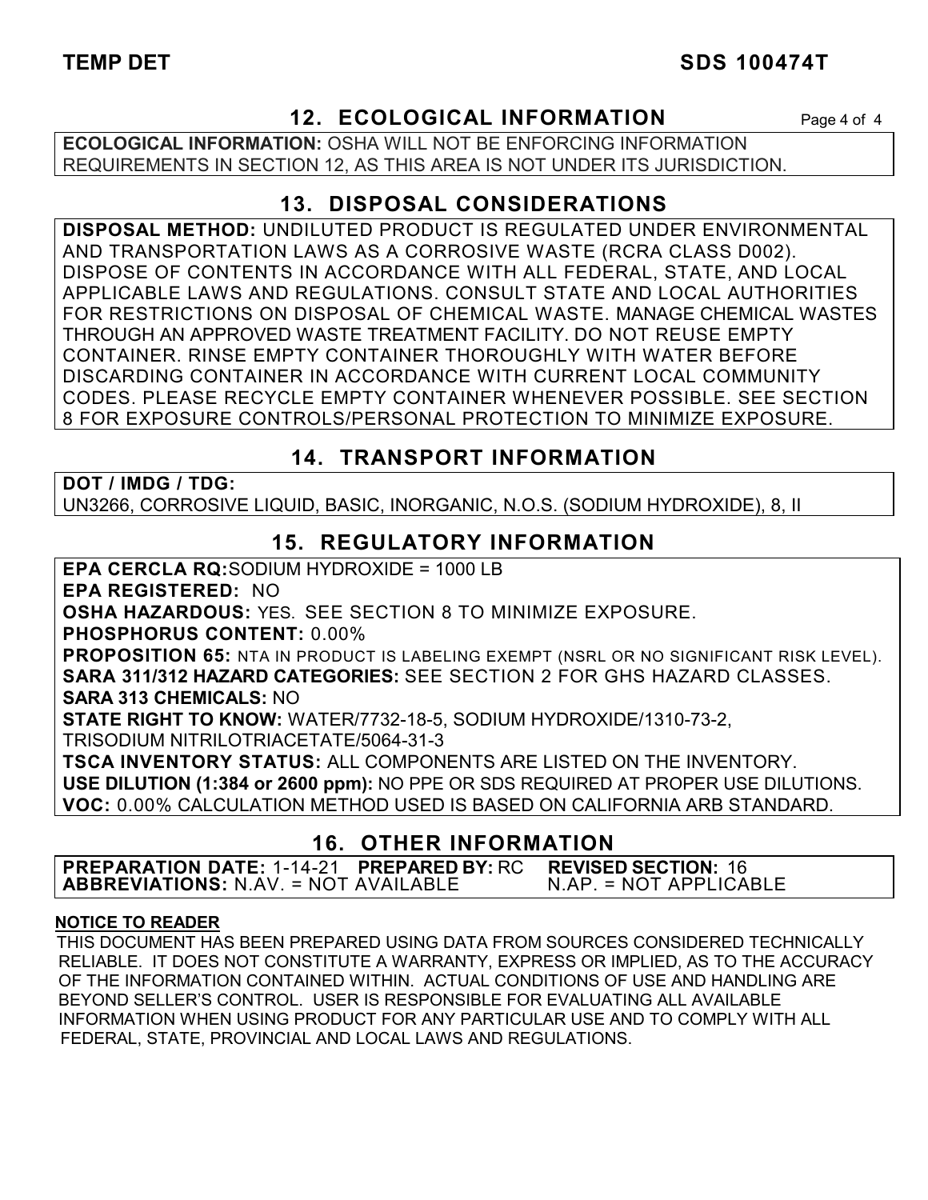## 12. ECOLOGICAL INFORMATION

**ECOLOGICAL INFORMATION:** OSHA WILL NOT BE ENFORCING INFORMATION REQUIREMENTS IN SECTION 12, AS THIS AREA IS NOT UNDER ITS JURISDICTION.

## 13. DISPOSAL CONSIDERATIONS

**DISPOSAL METHOD:** UNDILUTED PRODUCT IS REGULATED UNDER ENVIRONMENTAL AND TRANSPORTATION LAWS AS A CORROSIVE WASTE (RCRA CLASS D002). DISPOSE OF CONTENTS IN ACCORDANCE WITH ALL FEDERAL, STATE, AND LOCAL APPLICABLE LAWS AND REGULATIONS. CONSULT STATE AND LOCAL AUTHORITIES FOR RESTRICTIONS ON DISPOSAL OF CHEMICAL WASTE. MANAGE CHEMICAL WASTES THROUGH AN APPROVED WASTE TREATMENT FACILITY. DO NOT REUSE EMPTY CONTAINER. RINSE EMPTY CONTAINER THOROUGHLY WITH WATER BEFORE DISCARDING CONTAINER IN ACCORDANCE WITH CURRENT LOCAL COMMUNITY CODES. PLEASE RECYCLE EMPTY CONTAINER WHENEVER POSSIBLE. SEE SECTION 8 FOR EXPOSURE CONTROLS/PERSONAL PROTECTION TO MINIMIZE EXPOSURE.

## 14. TRANSPORT INFORMATION

**DOT / IMDG / TDG:**
UN3266, CORROSIVE LIQUID, BASIC, INORGANIC, N.O.S. (SODIUM HYDROXIDE), 8, II

## 15. REGULATORY INFORMATION

**EPA CERCLA RQ:** SODIUM HYDROXIDE = 1000 LB
**EPA REGISTERED:** NO
**OSHA HAZARDOUS:** YES. SEE SECTION 8 TO MINIMIZE EXPOSURE.
**PHOSPHORUS CONTENT:** 0.00%
**PROPOSITION 65:** NTA IN PRODUCT IS LABELING EXEMPT (NSRL OR NO SIGNIFICANT RISK LEVEL).
**SARA 311/312 HAZARD CATEGORIES:** SEE SECTION 2 FOR GHS HAZARD CLASSES.
**SARA 313 CHEMICALS:** NO
**STATE RIGHT TO KNOW:** WATER/7732-18-5, SODIUM HYDROXIDE/1310-73-2, TRISODIUM NITRILOTRIACETATE/5064-31-3
**TSCA INVENTORY STATUS:** ALL COMPONENTS ARE LISTED ON THE INVENTORY.
**USE DILUTION (1:384 or 2600 ppm):** NO PPE OR SDS REQUIRED AT PROPER USE DILUTIONS.
**VOC:** 0.00% CALCULATION METHOD USED IS BASED ON CALIFORNIA ARB STANDARD.

## 16. OTHER INFORMATION

**PREPARATION DATE:** 1-14-21 **PREPARED BY:** RC **REVISED SECTION:** 16
**ABBREVIATIONS:** N.AV. = NOT AVAILABLE N.AP. = NOT APPLICABLE

**NOTICE TO READER**

THIS DOCUMENT HAS BEEN PREPARED USING DATA FROM SOURCES CONSIDERED TECHNICALLY RELIABLE. IT DOES NOT CONSTITUTE A WARRANTY, EXPRESS OR IMPLIED, AS TO THE ACCURACY OF THE INFORMATION CONTAINED WITHIN. ACTUAL CONDITIONS OF USE AND HANDLING ARE BEYOND SELLER'S CONTROL. USER IS RESPONSIBLE FOR EVALUATING ALL AVAILABLE INFORMATION WHEN USING PRODUCT FOR ANY PARTICULAR USE AND TO COMPLY WITH ALL FEDERAL, STATE, PROVINCIAL AND LOCAL LAWS AND REGULATIONS.